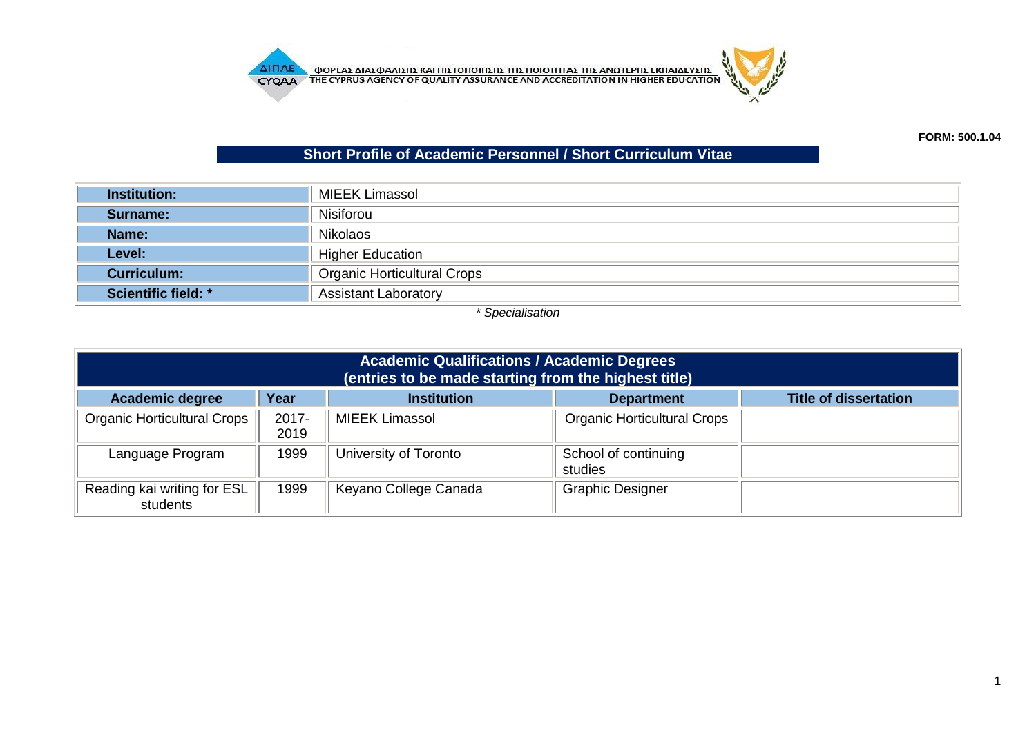ΦΟΡΕΑΣ ΔΙΑΣΦΑΛΙΣΗΣ ΚΑΙ ΠΙΣΤΟΠΟΙΗΣΗΣ ΤΗΣ ΠΟΙΟΤΗΤΑΣ ΤΗΣ ΑΝΩΤΕΡΗΣ ΕΚΠΑΙΔΕΥΣΗΣ
THE CYPRUS AGENCY OF QUALITY ASSURANCE AND ACCREDITATION IN HIGHER EDUCATION

**FORM: 500.1.04**

## Short Profile of Academic Personnel / Short Curriculum Vitae

| | |
|---|---|
| **Institution:** | MIEEK Limassol |
| **Surname:** | Nisiforou |
| **Name:** | Nikolaos |
| **Level:** | Higher Education |
| **Curriculum:** | Organic Horticultural Crops |
| **Scientific field: *** | Assistant Laboratory |

*\* Specialisation*

| **Academic Qualifications / Academic Degrees (entries to be made starting from the highest title)** | | | | |
|---|---|---|---|---|
| **Academic degree** | **Year** | **Institution** | **Department** | **Title of dissertation** |
| Organic Horticultural Crops | 2017-2019 | MIEEK Limassol | Organic Horticultural Crops | |
| Language Program | 1999 | University of Toronto | School of continuing studies | |
| Reading kai writing for ESL students | 1999 | Keyano College Canada | Graphic Designer | |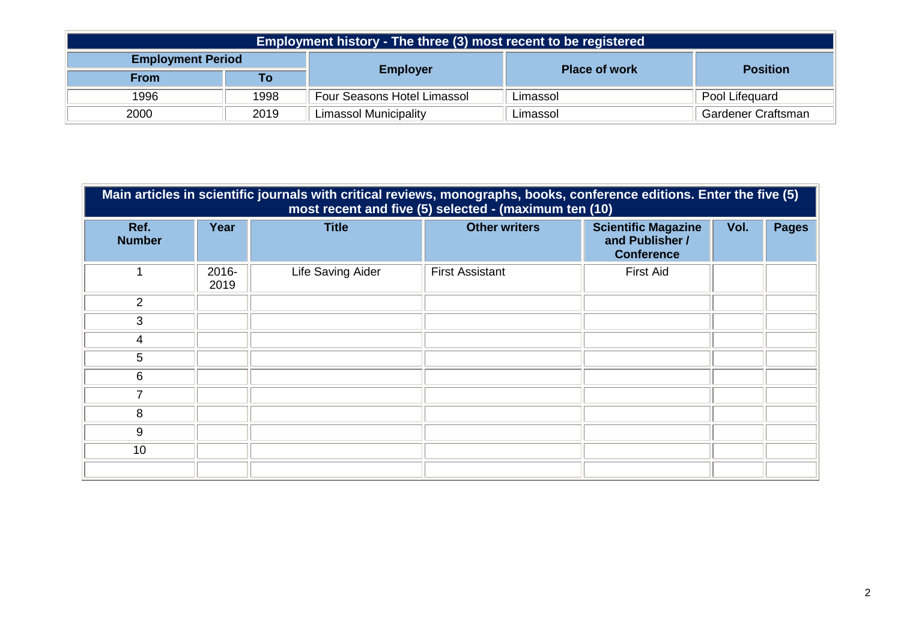| Employment history - The three (3) most recent to be registered | | | | |
|---|---|---|---|---|
| Employment Period | | Employer | Place of work | Position |
| From | To | | | |
| 1996 | 1998 | Four Seasons Hotel Limassol | Limassol | Pool Lifequard |
| 2000 | 2019 | Limassol Municipality | Limassol | Gardener Craftsman |

| Main articles in scientific journals with critical reviews, monographs, books, conference editions. Enter the five (5) most recent and five (5) selected - (maximum ten (10) | | | | | | |
|---|---|---|---|---|---|---|
| Ref. Number | Year | Title | Other writers | Scientific Magazine and Publisher / Conference | Vol. | Pages |
| 1 | 2016-2019 | Life Saving Aider | First Assistant | First Aid | | |
| 2 | | | | | | |
| 3 | | | | | | |
| 4 | | | | | | |
| 5 | | | | | | |
| 6 | | | | | | |
| 7 | | | | | | |
| 8 | | | | | | |
| 9 | | | | | | |
| 10 | | | | | | |
| | | | | | | |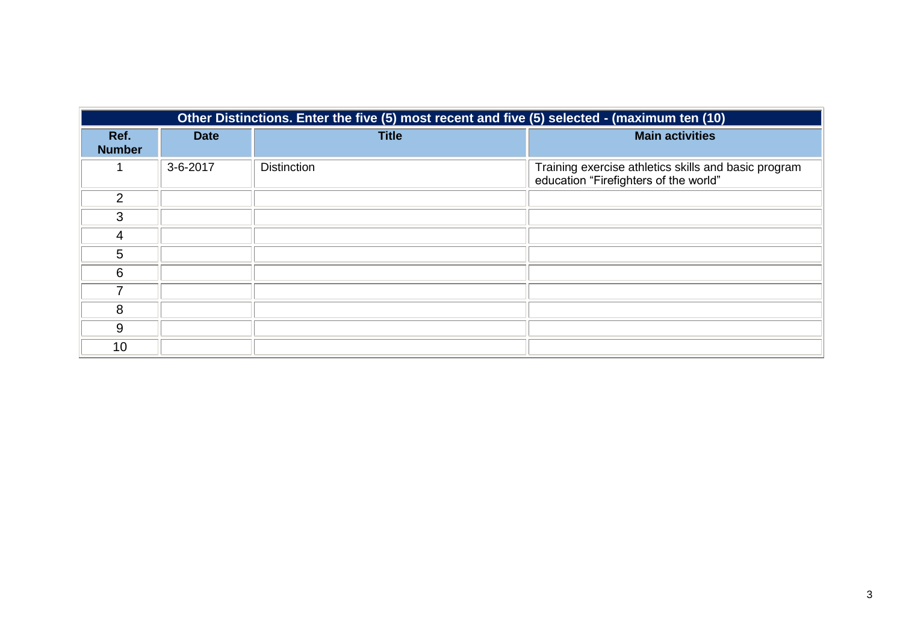| Other Distinctions. Enter the five (5) most recent and five (5) selected - (maximum ten (10) | | | |
|---|---|---|---|
| **Ref. Number** | **Date** | **Title** | **Main activities** |
| 1 | 3-6-2017 | Distinction | Training exercise athletics skills and basic program education “Firefighters of the world” |
| 2 | | | |
| 3 | | | |
| 4 | | | |
| 5 | | | |
| 6 | | | |
| 7 | | | |
| 8 | | | |
| 9 | | | |
| 10 | | | |